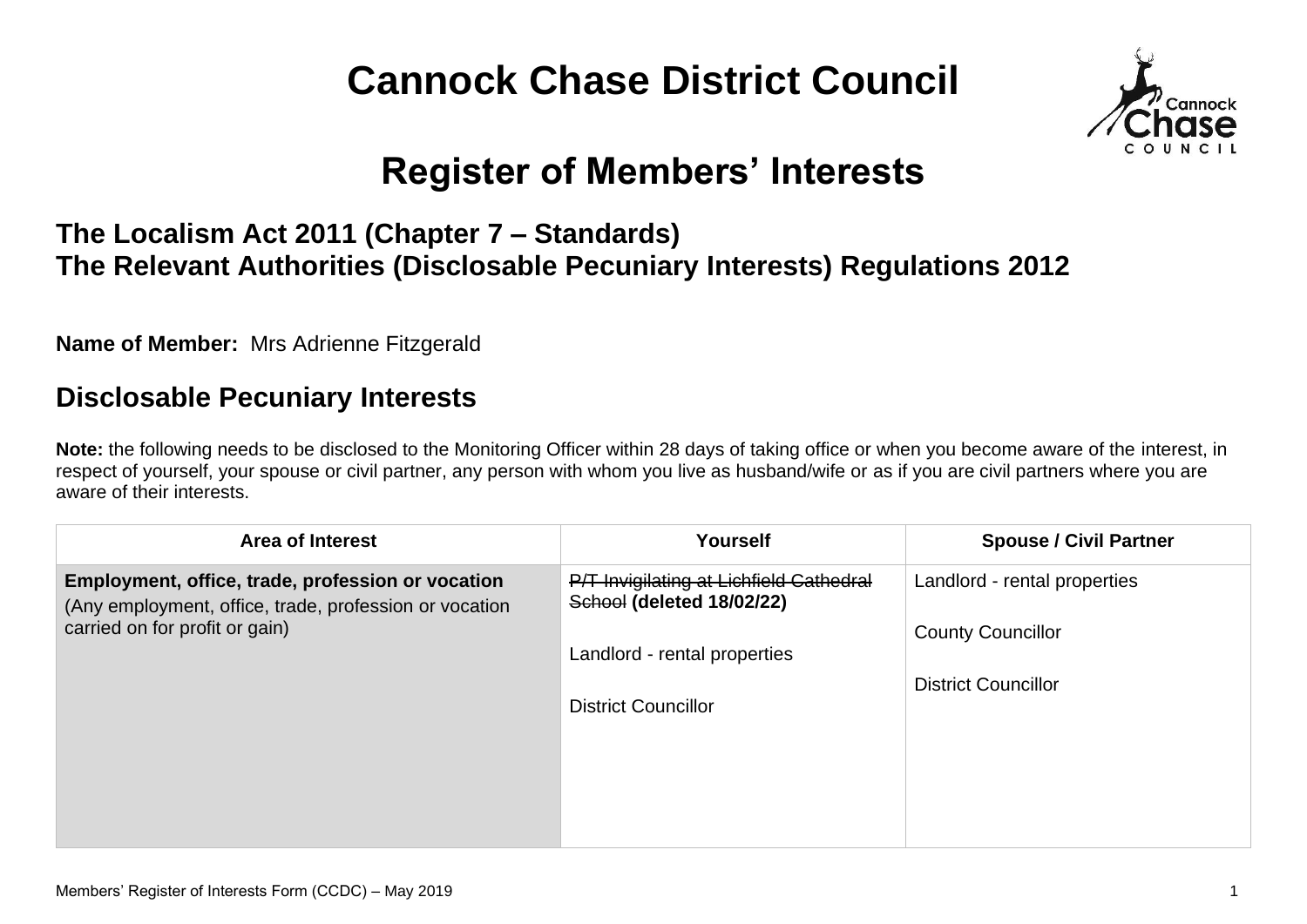# Cannock Chase District Council

# Register of Members' Interests

### The Localism Act 2011 (Chapter 7 – Standards)
### The Relevant Authorities (Disclosable Pecuniary Interests) Regulations 2012

**Name of Member:** Mrs Adrienne Fitzgerald

## Disclosable Pecuniary Interests

**Note:** the following needs to be disclosed to the Monitoring Officer within 28 days of taking office or when you become aware of the interest, in respect of yourself, your spouse or civil partner, any person with whom you live as husband/wife or as if you are civil partners where you are aware of their interests.

| Area of Interest | Yourself | Spouse / Civil Partner |
|---|---|---|
| **Employment, office, trade, profession or vocation** (Any employment, office, trade, profession or vocation carried on for profit or gain) | ~~P/T Invigilating at Lichfield Cathedral School~~ **(deleted 18/02/22)**<br><br>Landlord - rental properties<br><br>District Councillor | Landlord - rental properties<br><br>County Councillor<br><br>District Councillor |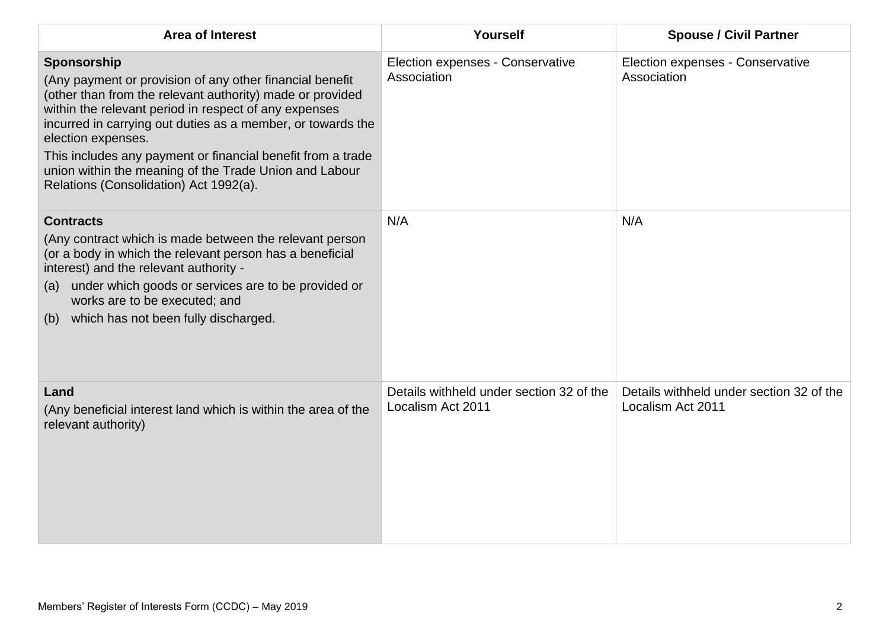| Area of Interest | Yourself | Spouse / Civil Partner |
| --- | --- | --- |
| **Sponsorship**<br>(Any payment or provision of any other financial benefit (other than from the relevant authority) made or provided within the relevant period in respect of any expenses incurred in carrying out duties as a member, or towards the election expenses.<br>This includes any payment or financial benefit from a trade union within the meaning of the Trade Union and Labour Relations (Consolidation) Act 1992(a). | Election expenses - Conservative Association | Election expenses - Conservative Association |
| **Contracts**<br>(Any contract which is made between the relevant person (or a body in which the relevant person has a beneficial interest) and the relevant authority -<br>(a) under which goods or services are to be provided or works are to be executed; and<br>(b) which has not been fully discharged. | N/A | N/A |
| **Land**<br>(Any beneficial interest land which is within the area of the relevant authority) | Details withheld under section 32 of the Localism Act 2011 | Details withheld under section 32 of the Localism Act 2011 |

Members' Register of Interests Form (CCDC) – May 2019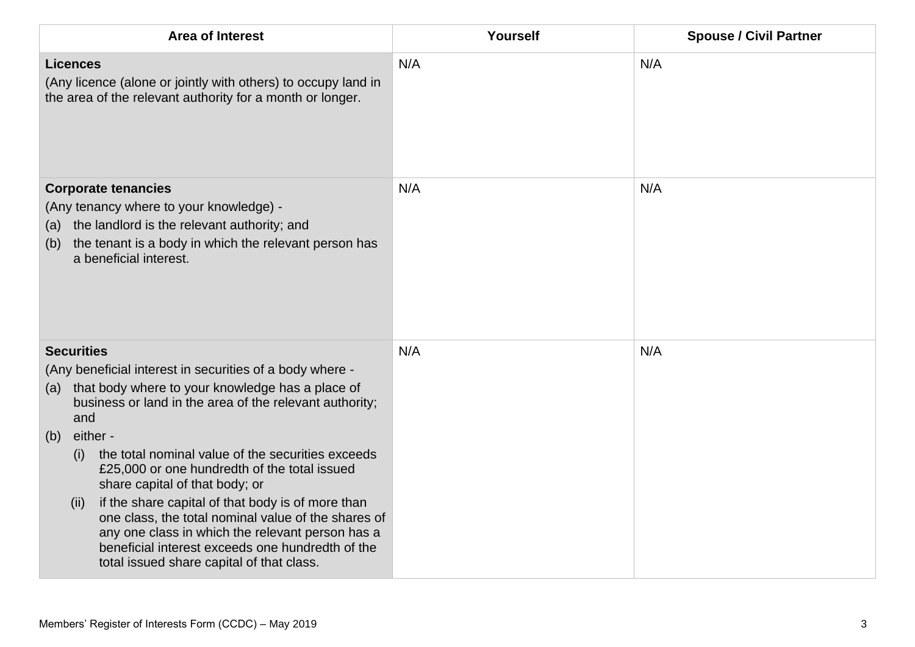| Area of Interest | Yourself | Spouse / Civil Partner |
|---|---|---|
| **Licences**<br>(Any licence (alone or jointly with others) to occupy land in the area of the relevant authority for a month or longer. | N/A | N/A |
| **Corporate tenancies**<br>(Any tenancy where to your knowledge) -<br>(a) the landlord is the relevant authority; and<br>(b) the tenant is a body in which the relevant person has a beneficial interest. | N/A | N/A |
| **Securities**<br>(Any beneficial interest in securities of a body where -<br>(a) that body where to your knowledge has a place of business or land in the area of the relevant authority; and<br>(b) either -<br>(i) the total nominal value of the securities exceeds £25,000 or one hundredth of the total issued share capital of that body; or<br>(ii) if the share capital of that body is of more than one class, the total nominal value of the shares of any one class in which the relevant person has a beneficial interest exceeds one hundredth of the total issued share capital of that class. | N/A | N/A |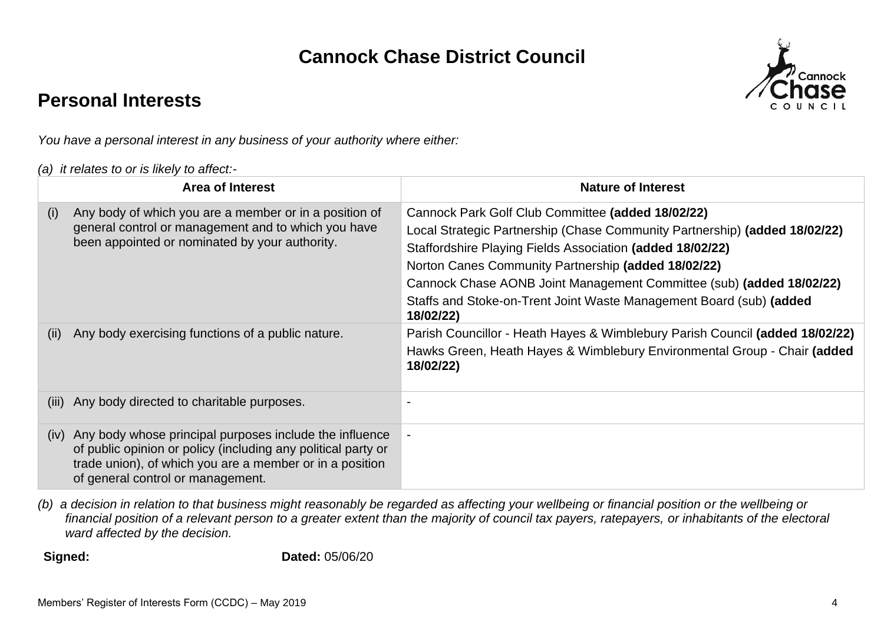# Cannock Chase District Council

## Personal Interests

*You have a personal interest in any business of your authority where either:*

*(a) it relates to or is likely to affect:-*

| Area of Interest | Nature of Interest |
|---|---|
| (i) Any body of which you are a member or in a position of general control or management and to which you have been appointed or nominated by your authority. | Cannock Park Golf Club Committee **(added 18/02/22)**<br>Local Strategic Partnership (Chase Community Partnership) **(added 18/02/22)**<br>Staffordshire Playing Fields Association **(added 18/02/22)**<br>Norton Canes Community Partnership **(added 18/02/22)**<br>Cannock Chase AONB Joint Management Committee (sub) **(added 18/02/22)**<br>Staffs and Stoke-on-Trent Joint Waste Management Board (sub) **(added 18/02/22)** |
| (ii) Any body exercising functions of a public nature. | Parish Councillor - Heath Hayes & Wimblebury Parish Council **(added 18/02/22)**<br>Hawks Green, Heath Hayes & Wimblebury Environmental Group - Chair **(added 18/02/22)** |
| (iii) Any body directed to charitable purposes. | - |
| (iv) Any body whose principal purposes include the influence of public opinion or policy (including any political party or trade union), of which you are a member or in a position of general control or management. | - |

*(b) a decision in relation to that business might reasonably be regarded as affecting your wellbeing or financial position or the wellbeing or financial position of a relevant person to a greater extent than the majority of council tax payers, ratepayers, or inhabitants of the electoral ward affected by the decision.*

**Signed:** **Dated:** 05/06/20

Members' Register of Interests Form (CCDC) – May 2019